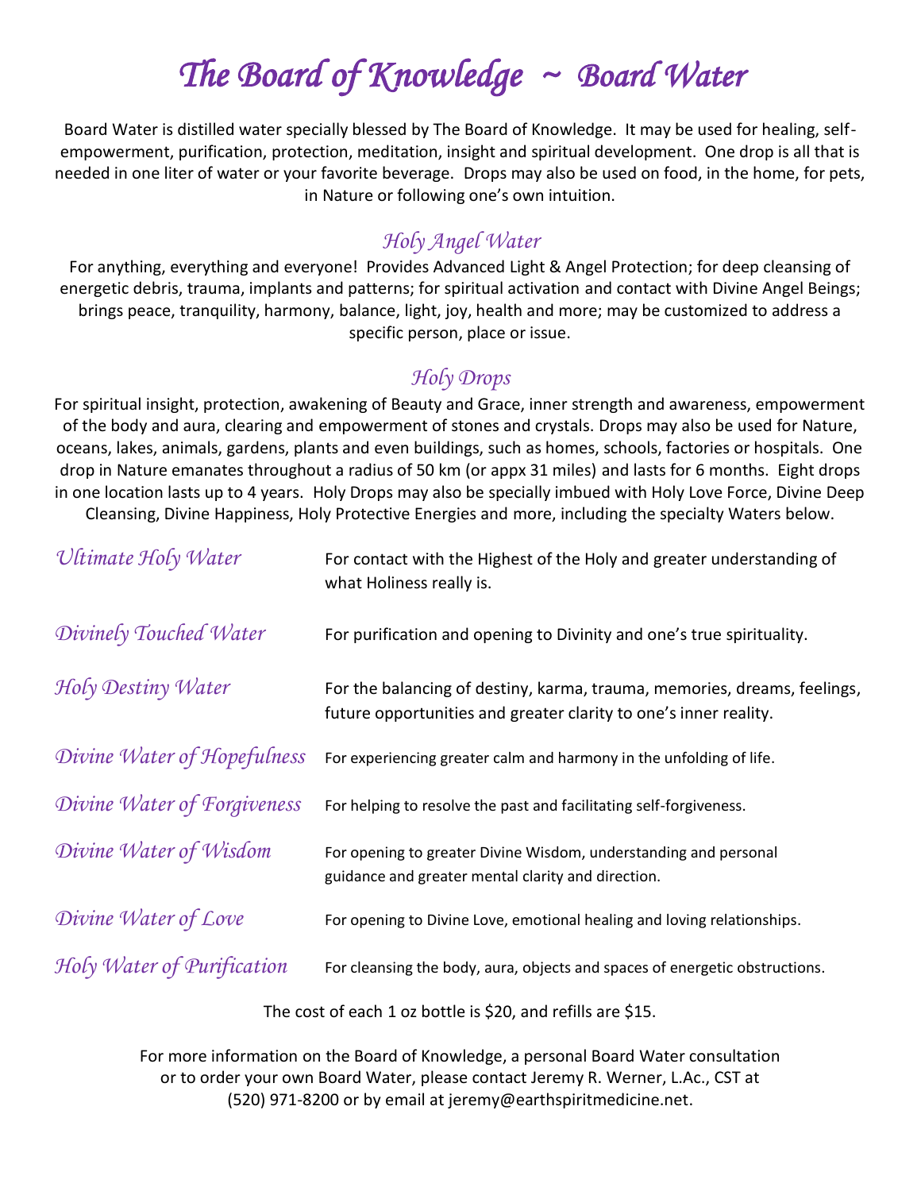# The Board of Knowledge ~ Board Water

Board Water is distilled water specially blessed by The Board of Knowledge. It may be used for healing, self-empowerment, purification, protection, meditation, insight and spiritual development. One drop is all that is needed in one liter of water or your favorite beverage. Drops may also be used on food, in the home, for pets, in Nature or following one's own intuition.

## Holy Angel Water

For anything, everything and everyone! Provides Advanced Light & Angel Protection; for deep cleansing of energetic debris, trauma, implants and patterns; for spiritual activation and contact with Divine Angel Beings; brings peace, tranquility, harmony, balance, light, joy, health and more; may be customized to address a specific person, place or issue.

## Holy Drops

For spiritual insight, protection, awakening of Beauty and Grace, inner strength and awareness, empowerment of the body and aura, clearing and empowerment of stones and crystals. Drops may also be used for Nature, oceans, lakes, animals, gardens, plants and even buildings, such as homes, schools, factories or hospitals. One drop in Nature emanates throughout a radius of 50 km (or appx 31 miles) and lasts for 6 months. Eight drops in one location lasts up to 4 years. Holy Drops may also be specially imbued with Holy Love Force, Divine Deep Cleansing, Divine Happiness, Holy Protective Energies and more, including the specialty Waters below.

*Ultimate Holy Water* — For contact with the Highest of the Holy and greater understanding of what Holiness really is.

*Divinely Touched Water* — For purification and opening to Divinity and one's true spirituality.

*Holy Destiny Water* — For the balancing of destiny, karma, trauma, memories, dreams, feelings, future opportunities and greater clarity to one's inner reality.

*Divine Water of Hopefulness* — For experiencing greater calm and harmony in the unfolding of life.

*Divine Water of Forgiveness* — For helping to resolve the past and facilitating self-forgiveness.

*Divine Water of Wisdom* — For opening to greater Divine Wisdom, understanding and personal guidance and greater mental clarity and direction.

*Divine Water of Love* — For opening to Divine Love, emotional healing and loving relationships.

*Holy Water of Purification* — For cleansing the body, aura, objects and spaces of energetic obstructions.

The cost of each 1 oz bottle is $20, and refills are $15.

For more information on the Board of Knowledge, a personal Board Water consultation or to order your own Board Water, please contact Jeremy R. Werner, L.Ac., CST at (520) 971-8200 or by email at jeremy@earthspiritmedicine.net.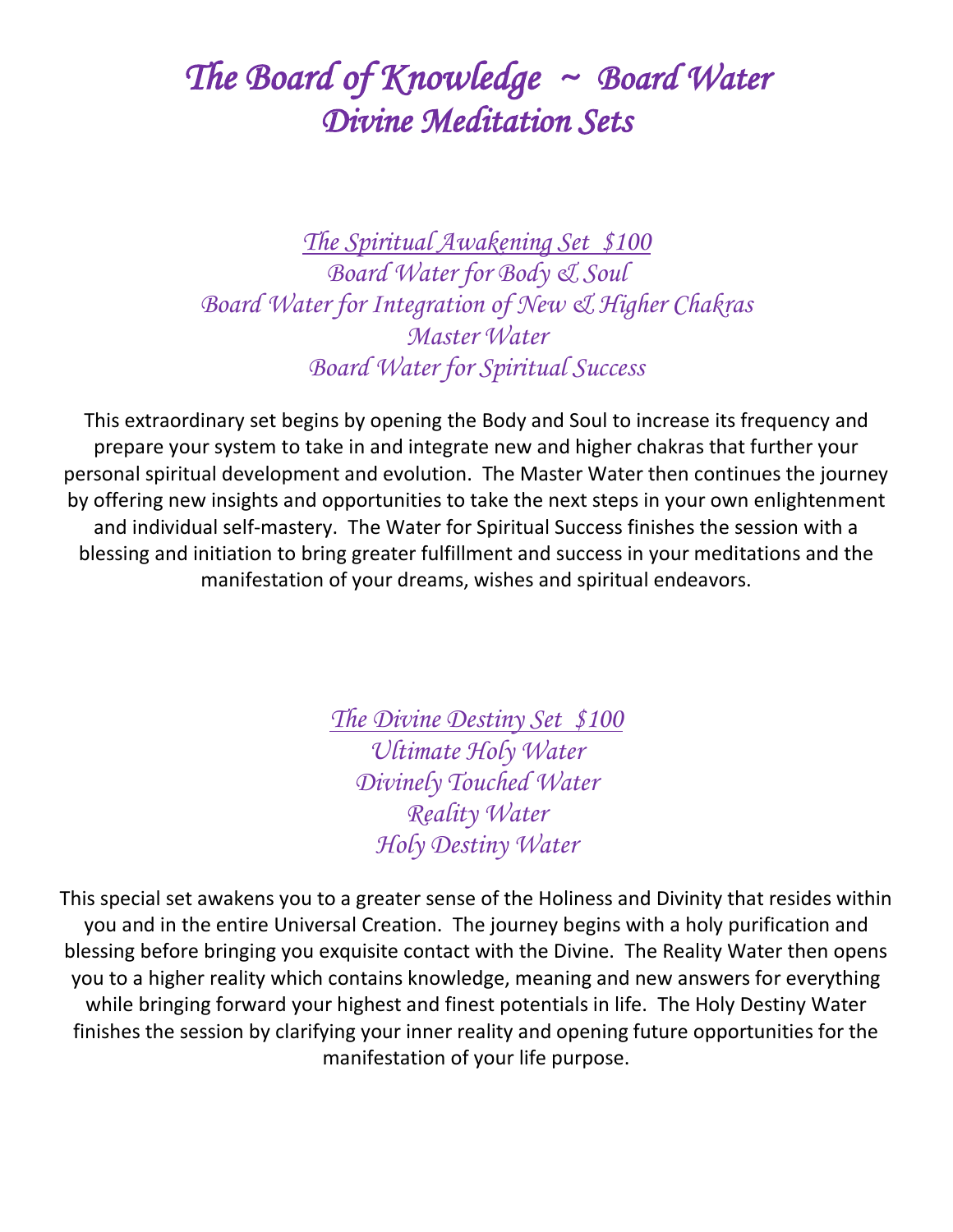# *The Board of Knowledge ~ Board Water Divine Meditation Sets*

## *The Spiritual Awakening Set $100*

*Board Water for Body & Soul*
*Board Water for Integration of New & Higher Chakras*
*Master Water*
*Board Water for Spiritual Success*

This extraordinary set begins by opening the Body and Soul to increase its frequency and prepare your system to take in and integrate new and higher chakras that further your personal spiritual development and evolution. The Master Water then continues the journey by offering new insights and opportunities to take the next steps in your own enlightenment and individual self-mastery. The Water for Spiritual Success finishes the session with a blessing and initiation to bring greater fulfillment and success in your meditations and the manifestation of your dreams, wishes and spiritual endeavors.

## *The Divine Destiny Set $100*

*Ultimate Holy Water*
*Divinely Touched Water*
*Reality Water*
*Holy Destiny Water*

This special set awakens you to a greater sense of the Holiness and Divinity that resides within you and in the entire Universal Creation. The journey begins with a holy purification and blessing before bringing you exquisite contact with the Divine. The Reality Water then opens you to a higher reality which contains knowledge, meaning and new answers for everything while bringing forward your highest and finest potentials in life. The Holy Destiny Water finishes the session by clarifying your inner reality and opening future opportunities for the manifestation of your life purpose.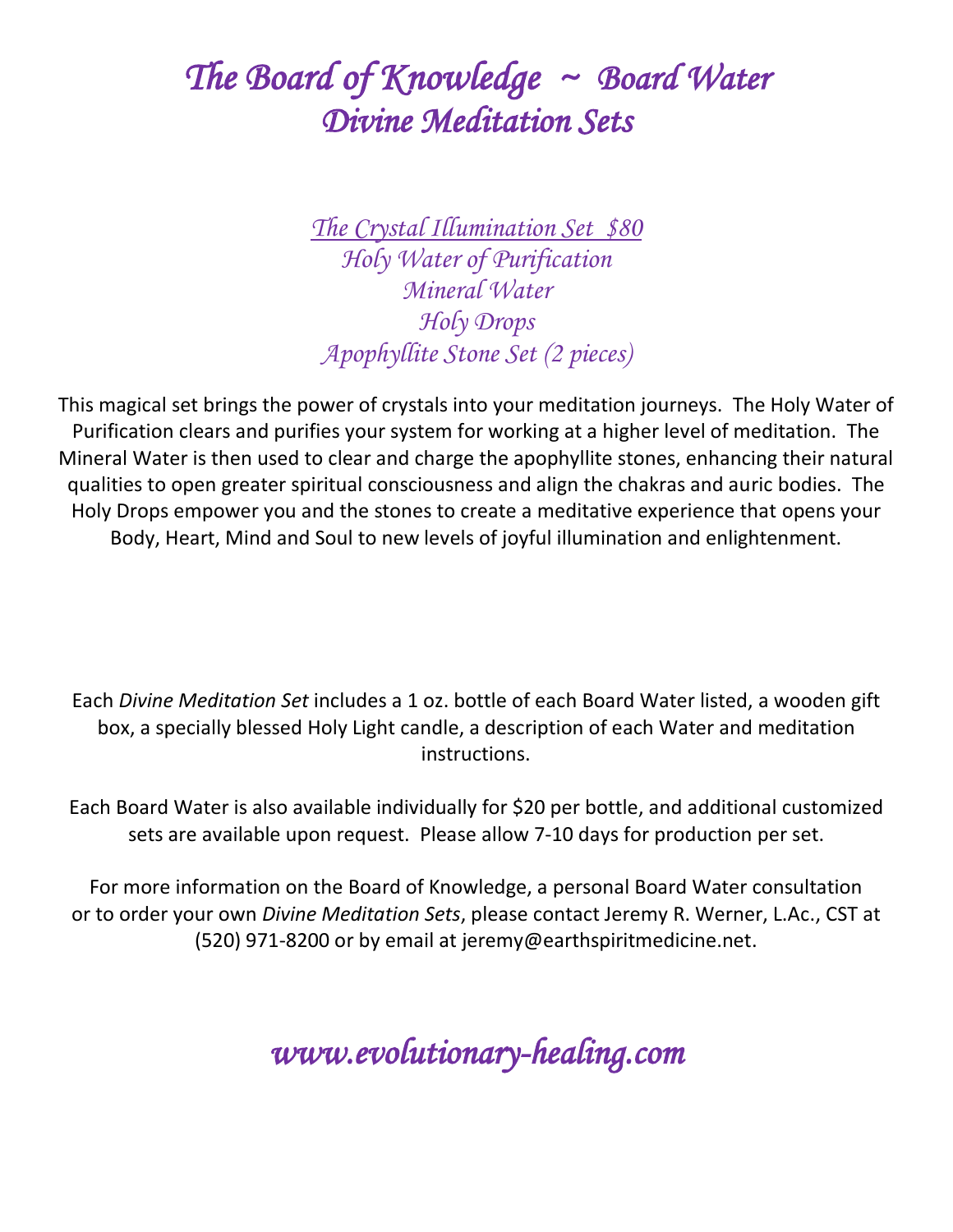# *The Board of Knowledge ~ Board Water*
# *Divine Meditation Sets*

*The Crystal Illumination Set $80*
*Holy Water of Purification*
*Mineral Water*
*Holy Drops*
*Apophyllite Stone Set (2 pieces)*

This magical set brings the power of crystals into your meditation journeys. The Holy Water of Purification clears and purifies your system for working at a higher level of meditation. The Mineral Water is then used to clear and charge the apophyllite stones, enhancing their natural qualities to open greater spiritual consciousness and align the chakras and auric bodies. The Holy Drops empower you and the stones to create a meditative experience that opens your Body, Heart, Mind and Soul to new levels of joyful illumination and enlightenment.

Each *Divine Meditation Set* includes a 1 oz. bottle of each Board Water listed, a wooden gift box, a specially blessed Holy Light candle, a description of each Water and meditation instructions.

Each Board Water is also available individually for $20 per bottle, and additional customized sets are available upon request. Please allow 7-10 days for production per set.

For more information on the Board of Knowledge, a personal Board Water consultation or to order your own *Divine Meditation Sets*, please contact Jeremy R. Werner, L.Ac., CST at (520) 971-8200 or by email at jeremy@earthspiritmedicine.net.

***www.evolutionary-healing.com***